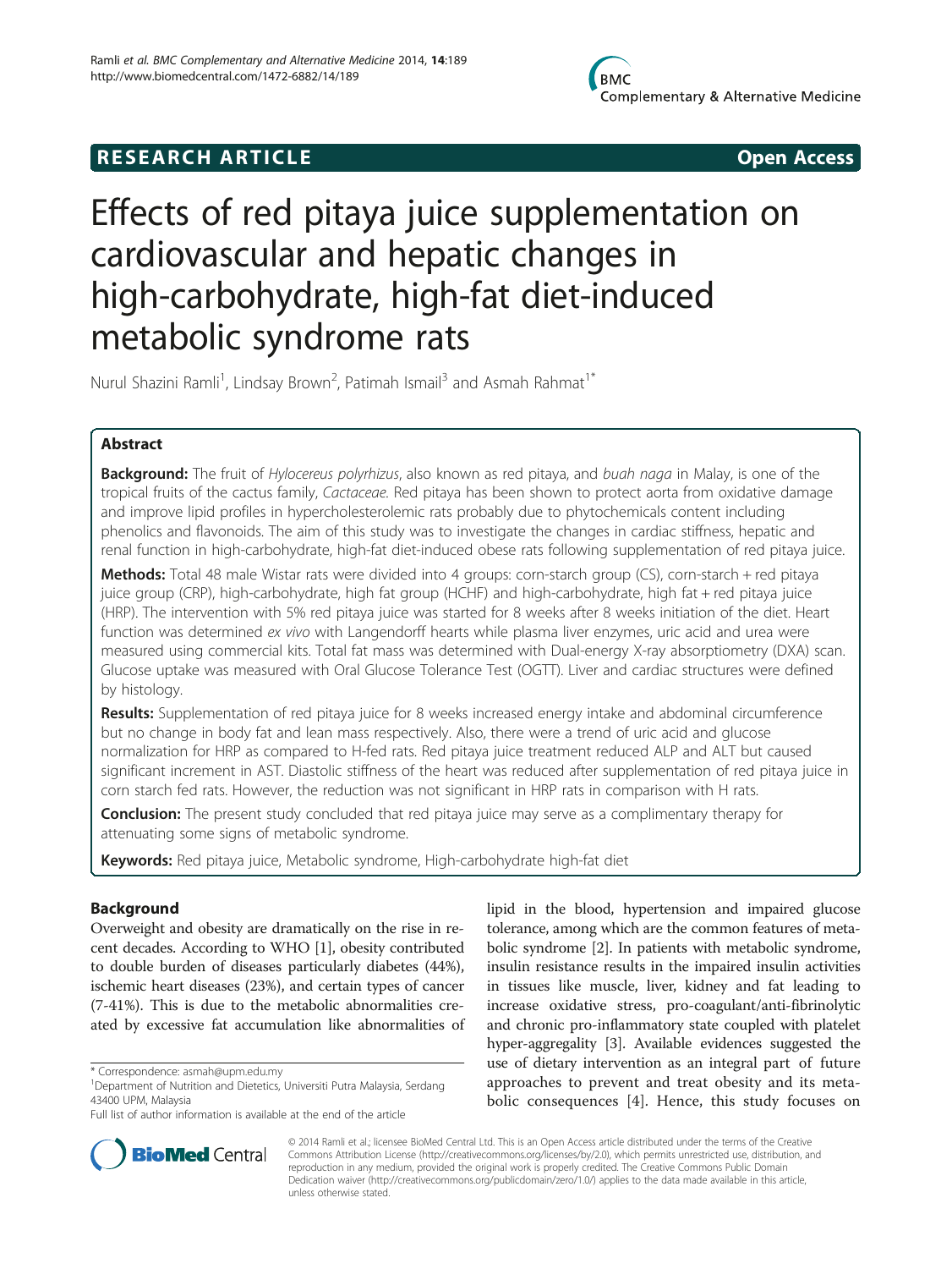RESEARCH ARTICLE Open Access

# Effects of red pitaya juice supplementation on cardiovascular and hepatic changes in high-carbohydrate, high-fat diet-induced metabolic syndrome rats

Nurul Shazini Ramli[1], Lindsay Brown[2], Patimah Ismail[3] and Asmah Rahmat[1*]

## Abstract

**Background:** The fruit of *Hylocereus polyrhizus*, also known as red pitaya, and *buah naga* in Malay, is one of the tropical fruits of the cactus family, *Cactaceae*. Red pitaya has been shown to protect aorta from oxidative damage and improve lipid profiles in hypercholesterolemic rats probably due to phytochemicals content including phenolics and flavonoids. The aim of this study was to investigate the changes in cardiac stiffness, hepatic and renal function in high-carbohydrate, high-fat diet-induced obese rats following supplementation of red pitaya juice.

**Methods:** Total 48 male Wistar rats were divided into 4 groups: corn-starch group (CS), corn-starch + red pitaya juice group (CRP), high-carbohydrate, high fat group (HCHF) and high-carbohydrate, high fat + red pitaya juice (HRP). The intervention with 5% red pitaya juice was started for 8 weeks after 8 weeks initiation of the diet. Heart function was determined *ex vivo* with Langendorff hearts while plasma liver enzymes, uric acid and urea were measured using commercial kits. Total fat mass was determined with Dual-energy X-ray absorptiometry (DXA) scan. Glucose uptake was measured with Oral Glucose Tolerance Test (OGTT). Liver and cardiac structures were defined by histology.

**Results:** Supplementation of red pitaya juice for 8 weeks increased energy intake and abdominal circumference but no change in body fat and lean mass respectively. Also, there were a trend of uric acid and glucose normalization for HRP as compared to H-fed rats. Red pitaya juice treatment reduced ALP and ALT but caused significant increment in AST. Diastolic stiffness of the heart was reduced after supplementation of red pitaya juice in corn starch fed rats. However, the reduction was not significant in HRP rats in comparison with H rats.

**Conclusion:** The present study concluded that red pitaya juice may serve as a complimentary therapy for attenuating some signs of metabolic syndrome.

**Keywords:** Red pitaya juice, Metabolic syndrome, High-carbohydrate high-fat diet

## Background

Overweight and obesity are dramatically on the rise in recent decades. According to WHO [1], obesity contributed to double burden of diseases particularly diabetes (44%), ischemic heart diseases (23%), and certain types of cancer (7-41%). This is due to the metabolic abnormalities created by excessive fat accumulation like abnormalities of lipid in the blood, hypertension and impaired glucose tolerance, among which are the common features of metabolic syndrome [2]. In patients with metabolic syndrome, insulin resistance results in the impaired insulin activities in tissues like muscle, liver, kidney and fat leading to increase oxidative stress, pro-coagulant/anti-fibrinolytic and chronic pro-inflammatory state coupled with platelet hyper-aggregality [3]. Available evidences suggested the use of dietary intervention as an integral part of future approaches to prevent and treat obesity and its metabolic consequences [4]. Hence, this study focuses on

\* Correspondence: asmah@upm.edu.my
[1]Department of Nutrition and Dietetics, Universiti Putra Malaysia, Serdang 43400 UPM, Malaysia
Full list of author information is available at the end of the article

© 2014 Ramli et al.; licensee BioMed Central Ltd. This is an Open Access article distributed under the terms of the Creative Commons Attribution License (http://creativecommons.org/licenses/by/2.0), which permits unrestricted use, distribution, and reproduction in any medium, provided the original work is properly credited. The Creative Commons Public Domain Dedication waiver (http://creativecommons.org/publicdomain/zero/1.0/) applies to the data made available in this article, unless otherwise stated.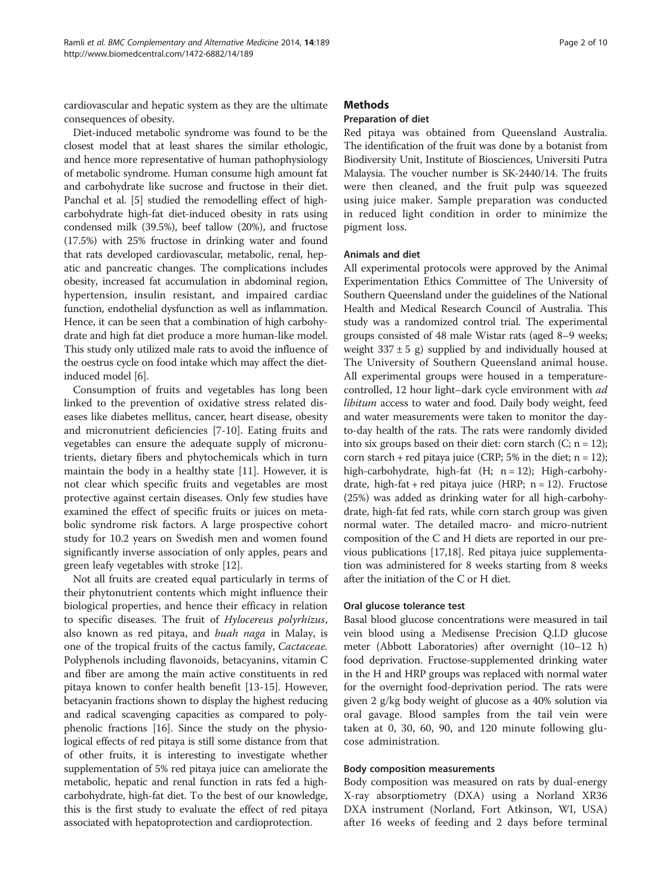cardiovascular and hepatic system as they are the ultimate consequences of obesity.

Diet-induced metabolic syndrome was found to be the closest model that at least shares the similar ethologic, and hence more representative of human pathophysiology of metabolic syndrome. Human consume high amount fat and carbohydrate like sucrose and fructose in their diet. Panchal et al. [5] studied the remodelling effect of high-carbohydrate high-fat diet-induced obesity in rats using condensed milk (39.5%), beef tallow (20%), and fructose (17.5%) with 25% fructose in drinking water and found that rats developed cardiovascular, metabolic, renal, hepatic and pancreatic changes. The complications includes obesity, increased fat accumulation in abdominal region, hypertension, insulin resistant, and impaired cardiac function, endothelial dysfunction as well as inflammation. Hence, it can be seen that a combination of high carbohydrate and high fat diet produce a more human-like model. This study only utilized male rats to avoid the influence of the oestrus cycle on food intake which may affect the diet-induced model [6].

Consumption of fruits and vegetables has long been linked to the prevention of oxidative stress related diseases like diabetes mellitus, cancer, heart disease, obesity and micronutrient deficiencies [7-10]. Eating fruits and vegetables can ensure the adequate supply of micronutrients, dietary fibers and phytochemicals which in turn maintain the body in a healthy state [11]. However, it is not clear which specific fruits and vegetables are most protective against certain diseases. Only few studies have examined the effect of specific fruits or juices on metabolic syndrome risk factors. A large prospective cohort study for 10.2 years on Swedish men and women found significantly inverse association of only apples, pears and green leafy vegetables with stroke [12].

Not all fruits are created equal particularly in terms of their phytonutrient contents which might influence their biological properties, and hence their efficacy in relation to specific diseases. The fruit of *Hylocereus polyrhizus*, also known as red pitaya, and *buah naga* in Malay, is one of the tropical fruits of the cactus family, *Cactaceae*. Polyphenols including flavonoids, betacyanins, vitamin C and fiber are among the main active constituents in red pitaya known to confer health benefit [13-15]. However, betacyanin fractions shown to display the highest reducing and radical scavenging capacities as compared to polyphenolic fractions [16]. Since the study on the physiological effects of red pitaya is still some distance from that of other fruits, it is interesting to investigate whether supplementation of 5% red pitaya juice can ameliorate the metabolic, hepatic and renal function in rats fed a high-carbohydrate, high-fat diet. To the best of our knowledge, this is the first study to evaluate the effect of red pitaya associated with hepatoprotection and cardioprotection.

## Methods

### Preparation of diet

Red pitaya was obtained from Queensland Australia. The identification of the fruit was done by a botanist from Biodiversity Unit, Institute of Biosciences, Universiti Putra Malaysia. The voucher number is SK-2440/14. The fruits were then cleaned, and the fruit pulp was squeezed using juice maker. Sample preparation was conducted in reduced light condition in order to minimize the pigment loss.

### Animals and diet

All experimental protocols were approved by the Animal Experimentation Ethics Committee of The University of Southern Queensland under the guidelines of the National Health and Medical Research Council of Australia. This study was a randomized control trial. The experimental groups consisted of 48 male Wistar rats (aged 8–9 weeks; weight $337 \pm 5$ g) supplied by and individually housed at The University of Southern Queensland animal house. All experimental groups were housed in a temperature-controlled, 12 hour light–dark cycle environment with *ad libitum* access to water and food. Daily body weight, feed and water measurements were taken to monitor the day-to-day health of the rats. The rats were randomly divided into six groups based on their diet: corn starch (C; $n = 12$); corn starch + red pitaya juice (CRP; 5% in the diet; $n = 12$); high-carbohydrate, high-fat (H; $n = 12$); High-carbohydrate, high-fat + red pitaya juice (HRP; $n = 12$). Fructose (25%) was added as drinking water for all high-carbohydrate, high-fat fed rats, while corn starch group was given normal water. The detailed macro- and micro-nutrient composition of the C and H diets are reported in our previous publications [17,18]. Red pitaya juice supplementation was administered for 8 weeks starting from 8 weeks after the initiation of the C or H diet.

### Oral glucose tolerance test

Basal blood glucose concentrations were measured in tail vein blood using a Medisense Precision Q.I.D glucose meter (Abbott Laboratories) after overnight (10–12 h) food deprivation. Fructose-supplemented drinking water in the H and HRP groups was replaced with normal water for the overnight food-deprivation period. The rats were given 2 g/kg body weight of glucose as a 40% solution via oral gavage. Blood samples from the tail vein were taken at 0, 30, 60, 90, and 120 minute following glucose administration.

### Body composition measurements

Body composition was measured on rats by dual-energy X-ray absorptiometry (DXA) using a Norland XR36 DXA instrument (Norland, Fort Atkinson, WI, USA) after 16 weeks of feeding and 2 days before terminal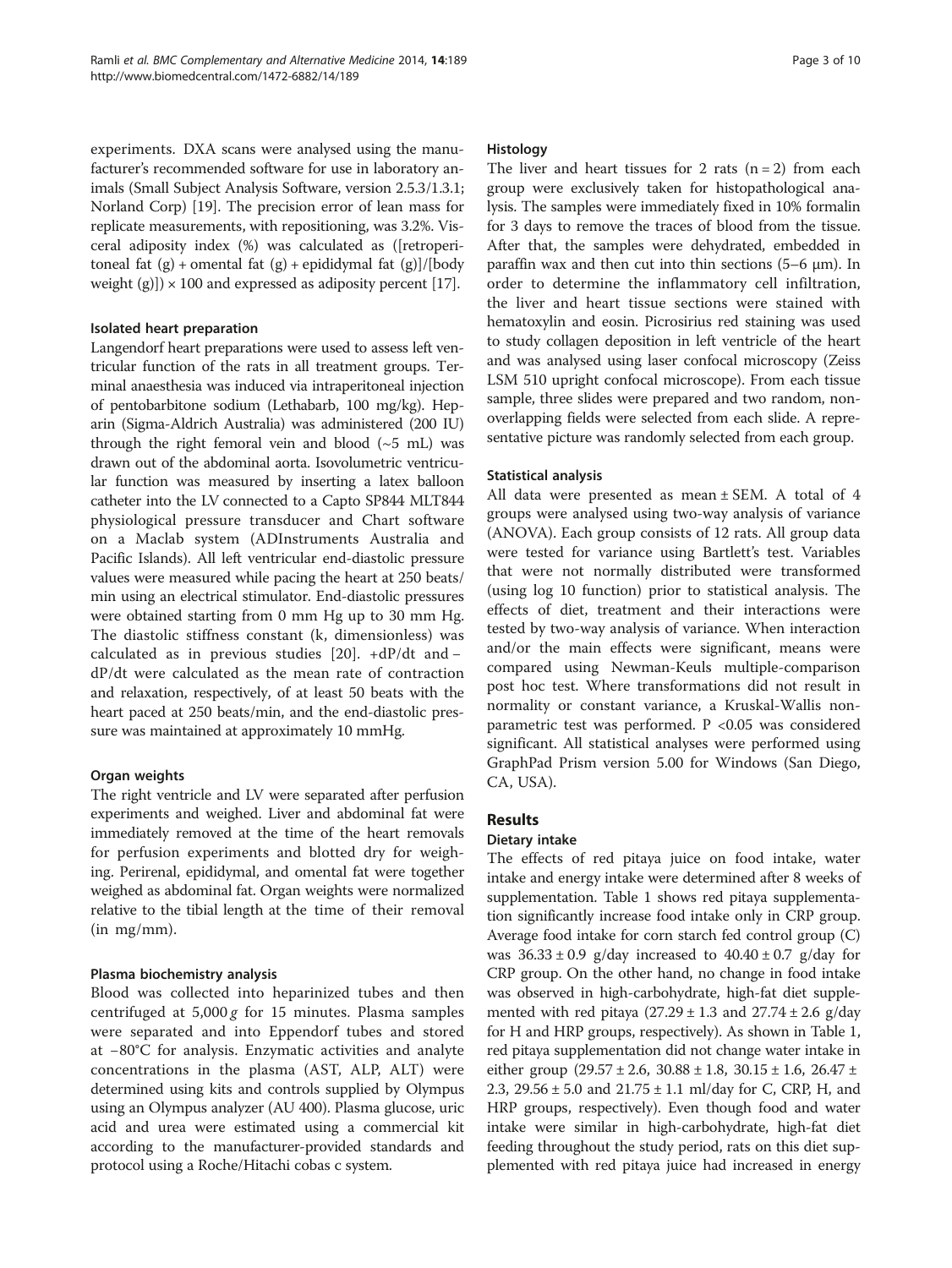experiments. DXA scans were analysed using the manufacturer's recommended software for use in laboratory animals (Small Subject Analysis Software, version 2.5.3/1.3.1; Norland Corp) [19]. The precision error of lean mass for replicate measurements, with repositioning, was 3.2%. Visceral adiposity index (%) was calculated as ([retroperitoneal fat (g) + omental fat (g) + epididymal fat (g)]/[body weight (g)]) × 100 and expressed as adiposity percent [17].

### Isolated heart preparation

Langendorf heart preparations were used to assess left ventricular function of the rats in all treatment groups. Terminal anaesthesia was induced via intraperitoneal injection of pentobarbitone sodium (Lethabarb, 100 mg/kg). Heparin (Sigma-Aldrich Australia) was administered (200 IU) through the right femoral vein and blood (~5 mL) was drawn out of the abdominal aorta. Isovolumetric ventricular function was measured by inserting a latex balloon catheter into the LV connected to a Capto SP844 MLT844 physiological pressure transducer and Chart software on a Maclab system (ADInstruments Australia and Pacific Islands). All left ventricular end-diastolic pressure values were measured while pacing the heart at 250 beats/min using an electrical stimulator. End-diastolic pressures were obtained starting from 0 mm Hg up to 30 mm Hg. The diastolic stiffness constant (k, dimensionless) was calculated as in previous studies [20]. +dP/dt and −dP/dt were calculated as the mean rate of contraction and relaxation, respectively, of at least 50 beats with the heart paced at 250 beats/min, and the end-diastolic pressure was maintained at approximately 10 mmHg.

### Organ weights

The right ventricle and LV were separated after perfusion experiments and weighed. Liver and abdominal fat were immediately removed at the time of the heart removals for perfusion experiments and blotted dry for weighing. Perirenal, epididymal, and omental fat were together weighed as abdominal fat. Organ weights were normalized relative to the tibial length at the time of their removal (in mg/mm).

### Plasma biochemistry analysis

Blood was collected into heparinized tubes and then centrifuged at 5,000 *g* for 15 minutes. Plasma samples were separated and into Eppendorf tubes and stored at −80°C for analysis. Enzymatic activities and analyte concentrations in the plasma (AST, ALP, ALT) were determined using kits and controls supplied by Olympus using an Olympus analyzer (AU 400). Plasma glucose, uric acid and urea were estimated using a commercial kit according to the manufacturer-provided standards and protocol using a Roche/Hitachi cobas c system.

### Histology

The liver and heart tissues for 2 rats ($n = 2$) from each group were exclusively taken for histopathological analysis. The samples were immediately fixed in 10% formalin for 3 days to remove the traces of blood from the tissue. After that, the samples were dehydrated, embedded in paraffin wax and then cut into thin sections (5–6 μm). In order to determine the inflammatory cell infiltration, the liver and heart tissue sections were stained with hematoxylin and eosin. Picrosirius red staining was used to study collagen deposition in left ventricle of the heart and was analysed using laser confocal microscopy (Zeiss LSM 510 upright confocal microscope). From each tissue sample, three slides were prepared and two random, non-overlapping fields were selected from each slide. A representative picture was randomly selected from each group.

### Statistical analysis

All data were presented as mean ± SEM. A total of 4 groups were analysed using two-way analysis of variance (ANOVA). Each group consists of 12 rats. All group data were tested for variance using Bartlett's test. Variables that were not normally distributed were transformed (using log 10 function) prior to statistical analysis. The effects of diet, treatment and their interactions were tested by two-way analysis of variance. When interaction and/or the main effects were significant, means were compared using Newman-Keuls multiple-comparison post hoc test. Where transformations did not result in normality or constant variance, a Kruskal-Wallis non-parametric test was performed. $P < 0.05$ was considered significant. All statistical analyses were performed using GraphPad Prism version 5.00 for Windows (San Diego, CA, USA).

## Results

### Dietary intake

The effects of red pitaya juice on food intake, water intake and energy intake were determined after 8 weeks of supplementation. Table 1 shows red pitaya supplementation significantly increase food intake only in CRP group. Average food intake for corn starch fed control group (C) was 36.33 ± 0.9 g/day increased to 40.40 ± 0.7 g/day for CRP group. On the other hand, no change in food intake was observed in high-carbohydrate, high-fat diet supplemented with red pitaya (27.29 ± 1.3 and 27.74 ± 2.6 g/day for H and HRP groups, respectively). As shown in Table 1, red pitaya supplementation did not change water intake in either group (29.57 ± 2.6, 30.88 ± 1.8, 30.15 ± 1.6, 26.47 ± 2.3, 29.56 ± 5.0 and 21.75 ± 1.1 ml/day for C, CRP, H, and HRP groups, respectively). Even though food and water intake were similar in high-carbohydrate, high-fat diet feeding throughout the study period, rats on this diet supplemented with red pitaya juice had increased in energy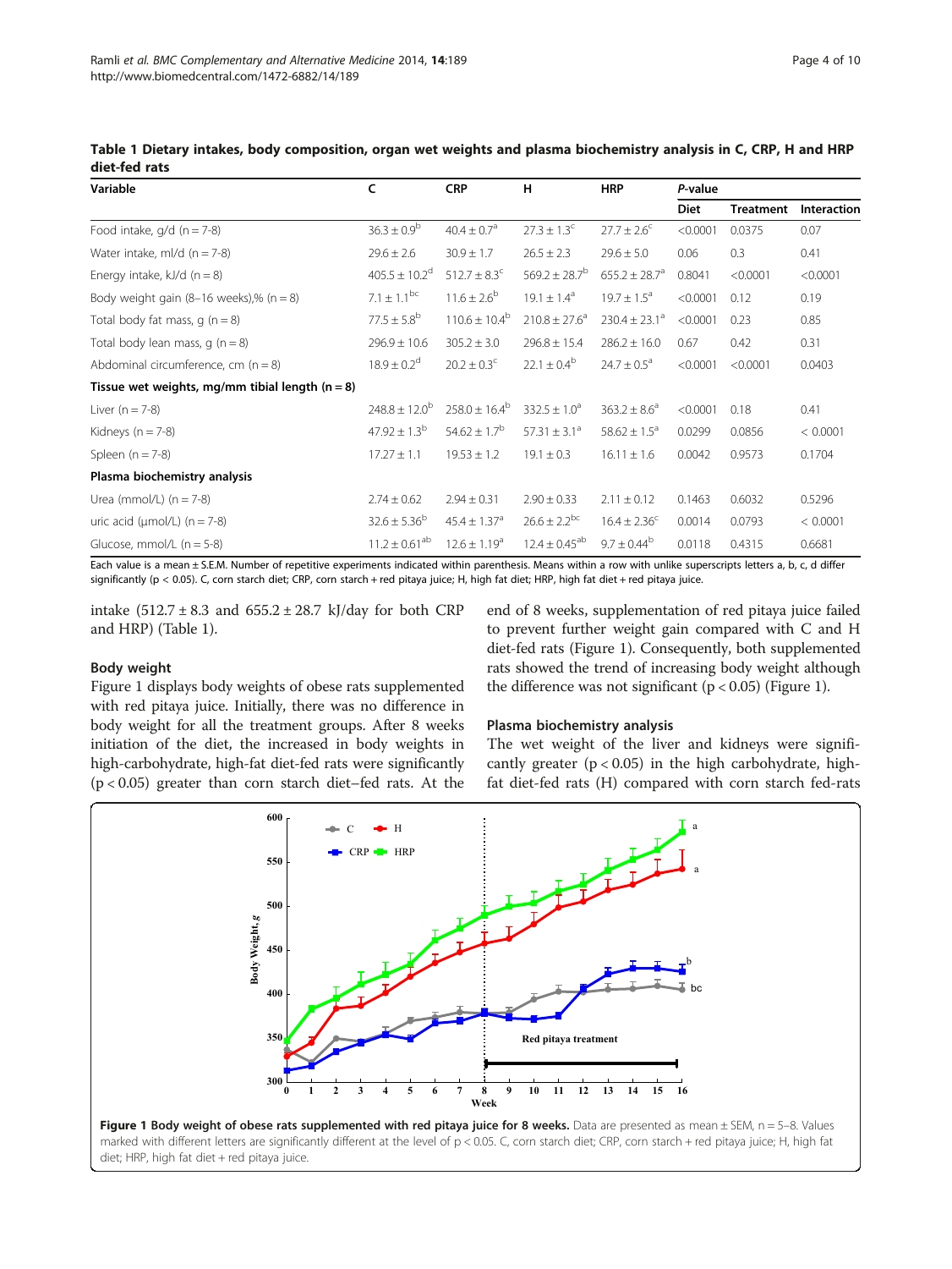**Table 1 Dietary intakes, body composition, organ wet weights and plasma biochemistry analysis in C, CRP, H and HRP diet-fed rats**

| Variable | C | CRP | H | HRP | P-value | | |
|---|---|---|---|---|---|---|---|
| | | | | | Diet | Treatment | Interaction |
| Food intake, g/d (n = 7-8) | $36.3 \pm 0.9^{b}$ | $40.4 \pm 0.7^{a}$ | $27.3 \pm 1.3^{c}$ | $27.7 \pm 2.6^{c}$ | <0.0001 | 0.0375 | 0.07 |
| Water intake, ml/d (n = 7-8) | $29.6 \pm 2.6$ | $30.9 \pm 1.7$ | $26.5 \pm 2.3$ | $29.6 \pm 5.0$ | 0.06 | 0.3 | 0.41 |
| Energy intake, kJ/d (n = 8) | $405.5 \pm 10.2^{d}$ | $512.7 \pm 8.3^{c}$ | $569.2 \pm 28.7^{b}$ | $655.2 \pm 28.7^{a}$ | 0.8041 | <0.0001 | <0.0001 |
| Body weight gain (8–16 weeks),% (n = 8) | $7.1 \pm 1.1^{bc}$ | $11.6 \pm 2.6^{b}$ | $19.1 \pm 1.4^{a}$ | $19.7 \pm 1.5^{a}$ | <0.0001 | 0.12 | 0.19 |
| Total body fat mass, g (n = 8) | $77.5 \pm 5.8^{b}$ | $110.6 \pm 10.4^{b}$ | $210.8 \pm 27.6^{a}$ | $230.4 \pm 23.1^{a}$ | <0.0001 | 0.23 | 0.85 |
| Total body lean mass, g (n = 8) | $296.9 \pm 10.6$ | $305.2 \pm 3.0$ | $296.8 \pm 15.4$ | $286.2 \pm 16.0$ | 0.67 | 0.42 | 0.31 |
| Abdominal circumference, cm (n = 8) | $18.9 \pm 0.2^{d}$ | $20.2 \pm 0.3^{c}$ | $22.1 \pm 0.4^{b}$ | $24.7 \pm 0.5^{a}$ | <0.0001 | <0.0001 | 0.0403 |
| **Tissue wet weights, mg/mm tibial length (n = 8)** | | | | | | | |
| Liver (n = 7-8) | $248.8 \pm 12.0^{b}$ | $258.0 \pm 16.4^{b}$ | $332.5 \pm 1.0^{a}$ | $363.2 \pm 8.6^{a}$ | <0.0001 | 0.18 | 0.41 |
| Kidneys (n = 7-8) | $47.92 \pm 1.3^{b}$ | $54.62 \pm 1.7^{b}$ | $57.31 \pm 3.1^{a}$ | $58.62 \pm 1.5^{a}$ | 0.0299 | 0.0856 | < 0.0001 |
| Spleen (n = 7-8) | $17.27 \pm 1.1$ | $19.53 \pm 1.2$ | $19.1 \pm 0.3$ | $16.11 \pm 1.6$ | 0.0042 | 0.9573 | 0.1704 |
| **Plasma biochemistry analysis** | | | | | | | |
| Urea (mmol/L) (n = 7-8) | $2.74 \pm 0.62$ | $2.94 \pm 0.31$ | $2.90 \pm 0.33$ | $2.11 \pm 0.12$ | 0.1463 | 0.6032 | 0.5296 |
| uric acid (μmol/L) (n = 7-8) | $32.6 \pm 5.36^{b}$ | $45.4 \pm 1.37^{a}$ | $26.6 \pm 2.2^{bc}$ | $16.4 \pm 2.36^{c}$ | 0.0014 | 0.0793 | < 0.0001 |
| Glucose, mmol/L (n = 5-8) | $11.2 \pm 0.61^{ab}$ | $12.6 \pm 1.19^{a}$ | $12.4 \pm 0.45^{ab}$ | $9.7 \pm 0.44^{b}$ | 0.0118 | 0.4315 | 0.6681 |

Each value is a mean ± S.E.M. Number of repetitive experiments indicated within parenthesis. Means within a row with unlike superscripts letters a, b, c, d differ significantly ($p < 0.05$). C, corn starch diet; CRP, corn starch + red pitaya juice; H, high fat diet; HRP, high fat diet + red pitaya juice.

intake (512.7 ± 8.3 and 655.2 ± 28.7 kJ/day for both CRP and HRP) (Table 1).

### Body weight

Figure 1 displays body weights of obese rats supplemented with red pitaya juice. Initially, there was no difference in body weight for all the treatment groups. After 8 weeks initiation of the diet, the increased in body weights in high-carbohydrate, high-fat diet-fed rats were significantly ($p < 0.05$) greater than corn starch diet–fed rats. At the end of 8 weeks, supplementation of red pitaya juice failed to prevent further weight gain compared with C and H diet-fed rats (Figure 1). Consequently, both supplemented rats showed the trend of increasing body weight although the difference was not significant ($p < 0.05$) (Figure 1).

### Plasma biochemistry analysis

The wet weight of the liver and kidneys were significantly greater ($p < 0.05$) in the high carbohydrate, high-fat diet-fed rats (H) compared with corn starch fed-rats

**Figure 1 Body weight of obese rats supplemented with red pitaya juice for 8 weeks.** Data are presented as mean ± SEM, n = 5–8. Values marked with different letters are significantly different at the level of $p < 0.05$. C, corn starch diet; CRP, corn starch + red pitaya juice; H, high fat diet; HRP, high fat diet + red pitaya juice.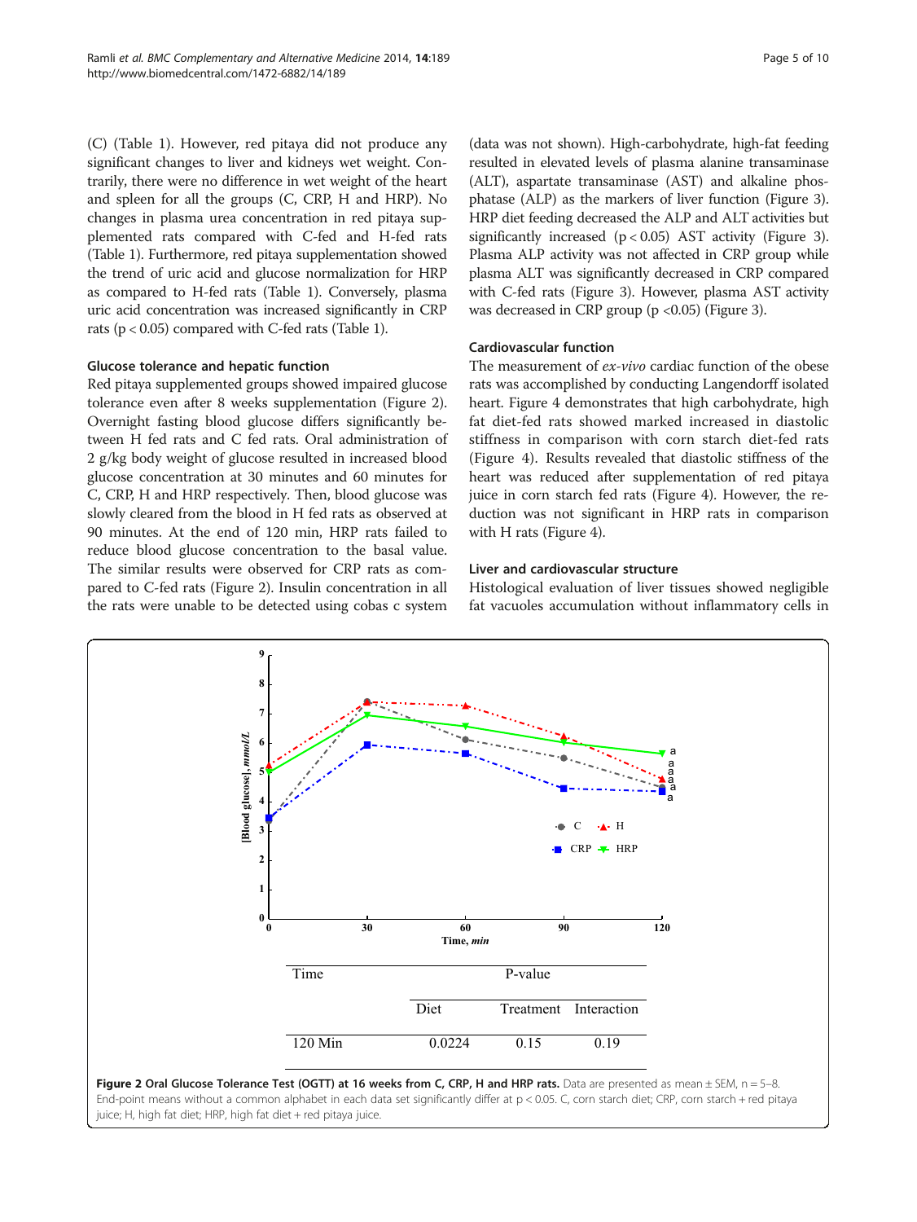(C) (Table 1). However, red pitaya did not produce any significant changes to liver and kidneys wet weight. Contrarily, there were no difference in wet weight of the heart and spleen for all the groups (C, CRP, H and HRP). No changes in plasma urea concentration in red pitaya supplemented rats compared with C-fed and H-fed rats (Table 1). Furthermore, red pitaya supplementation showed the trend of uric acid and glucose normalization for HRP as compared to H-fed rats (Table 1). Conversely, plasma uric acid concentration was increased significantly in CRP rats ($p < 0.05$) compared with C-fed rats (Table 1).

### Glucose tolerance and hepatic function

Red pitaya supplemented groups showed impaired glucose tolerance even after 8 weeks supplementation (Figure 2). Overnight fasting blood glucose differs significantly between H fed rats and C fed rats. Oral administration of 2 g/kg body weight of glucose resulted in increased blood glucose concentration at 30 minutes and 60 minutes for C, CRP, H and HRP respectively. Then, blood glucose was slowly cleared from the blood in H fed rats as observed at 90 minutes. At the end of 120 min, HRP rats failed to reduce blood glucose concentration to the basal value. The similar results were observed for CRP rats as compared to C-fed rats (Figure 2). Insulin concentration in all the rats were unable to be detected using cobas c system (data was not shown). High-carbohydrate, high-fat feeding resulted in elevated levels of plasma alanine transaminase (ALT), aspartate transaminase (AST) and alkaline phosphatase (ALP) as the markers of liver function (Figure 3). HRP diet feeding decreased the ALP and ALT activities but significantly increased ($p < 0.05$) AST activity (Figure 3). Plasma ALP activity was not affected in CRP group while plasma ALT was significantly decreased in CRP compared with C-fed rats (Figure 3). However, plasma AST activity was decreased in CRP group ($p < 0.05$) (Figure 3).

### Cardiovascular function

The measurement of *ex-vivo* cardiac function of the obese rats was accomplished by conducting Langendorff isolated heart. Figure 4 demonstrates that high carbohydrate, high fat diet-fed rats showed marked increased in diastolic stiffness in comparison with corn starch diet-fed rats (Figure 4). Results revealed that diastolic stiffness of the heart was reduced after supplementation of red pitaya juice in corn starch fed rats (Figure 4). However, the reduction was not significant in HRP rats in comparison with H rats (Figure 4).

### Liver and cardiovascular structure

Histological evaluation of liver tissues showed negligible fat vacuoles accumulation without inflammatory cells in

| Time | P-value | | |
|---|---|---|---|
| | Diet | Treatment | Interaction |
| 120 Min | 0.0224 | 0.15 | 0.19 |

**Figure 2 Oral Glucose Tolerance Test (OGTT) at 16 weeks from C, CRP, H and HRP rats.** Data are presented as mean ± SEM, n = 5–8. End-point means without a common alphabet in each data set significantly differ at p < 0.05. C, corn starch diet; CRP, corn starch + red pitaya juice; H, high fat diet; HRP, high fat diet + red pitaya juice.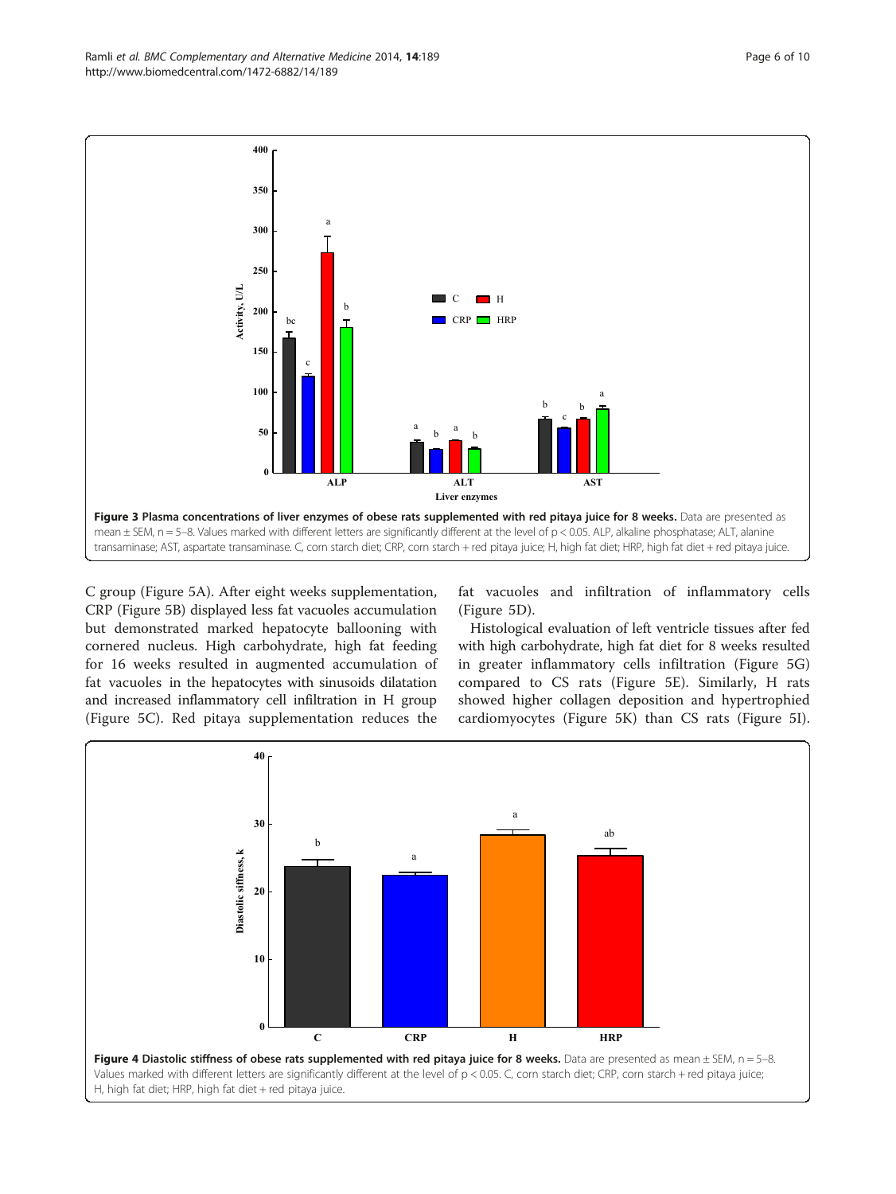**Figure 3 Plasma concentrations of liver enzymes of obese rats supplemented with red pitaya juice for 8 weeks.** Data are presented as mean ± SEM, n = 5–8. Values marked with different letters are significantly different at the level of $p < 0.05$. ALP, alkaline phosphatase; ALT, alanine transaminase; AST, aspartate transaminase. C, corn starch diet; CRP, corn starch + red pitaya juice; H, high fat diet; HRP, high fat diet + red pitaya juice.

C group (Figure 5A). After eight weeks supplementation, CRP (Figure 5B) displayed less fat vacuoles accumulation but demonstrated marked hepatocyte ballooning with cornered nucleus. High carbohydrate, high fat feeding for 16 weeks resulted in augmented accumulation of fat vacuoles in the hepatocytes with sinusoids dilatation and increased inflammatory cell infiltration in H group (Figure 5C). Red pitaya supplementation reduces the fat vacuoles and infiltration of inflammatory cells (Figure 5D).

Histological evaluation of left ventricle tissues after fed with high carbohydrate, high fat diet for 8 weeks resulted in greater inflammatory cells infiltration (Figure 5G) compared to CS rats (Figure 5E). Similarly, H rats showed higher collagen deposition and hypertrophied cardiomyocytes (Figure 5K) than CS rats (Figure 5I).

**Figure 4 Diastolic stiffness of obese rats supplemented with red pitaya juice for 8 weeks.** Data are presented as mean ± SEM, n = 5–8. Values marked with different letters are significantly different at the level of $p < 0.05$. C, corn starch diet; CRP, corn starch + red pitaya juice; H, high fat diet; HRP, high fat diet + red pitaya juice.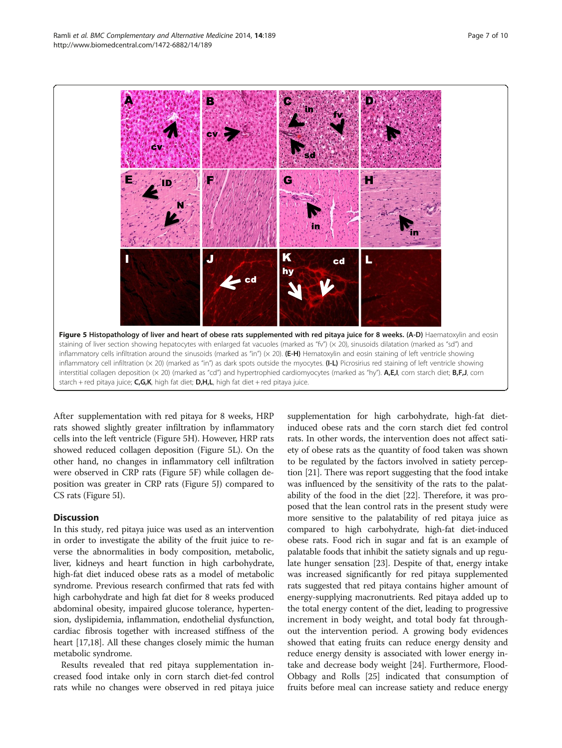**Figure 5 Histopathology of liver and heart of obese rats supplemented with red pitaya juice for 8 weeks. (A-D)** Haematoxylin and eosin staining of liver section showing hepatocytes with enlarged fat vacuoles (marked as "fv") (× 20), sinusoids dilatation (marked as "sd") and inflammatory cells infiltration around the sinusoids (marked as "in") (× 20). **(E-H)** Hematoxylin and eosin staining of left ventricle showing inflammatory cell infiltration (× 20) (marked as "in") as dark spots outside the myocytes. **(I-L)** Picrosirius red staining of left ventricle showing interstitial collagen deposition (× 20) (marked as "cd") and hypertrophied cardiomyocytes (marked as "hy"). **A,E,I**, corn starch diet; **B,F,J**, corn starch + red pitaya juice; **C,G,K**, high fat diet; **D,H,L**, high fat diet + red pitaya juice.

After supplementation with red pitaya for 8 weeks, HRP rats showed slightly greater infiltration by inflammatory cells into the left ventricle (Figure 5H). However, HRP rats showed reduced collagen deposition (Figure 5L). On the other hand, no changes in inflammatory cell infiltration were observed in CRP rats (Figure 5F) while collagen deposition was greater in CRP rats (Figure 5J) compared to CS rats (Figure 5I).

## Discussion

In this study, red pitaya juice was used as an intervention in order to investigate the ability of the fruit juice to reverse the abnormalities in body composition, metabolic, liver, kidneys and heart function in high carbohydrate, high-fat diet induced obese rats as a model of metabolic syndrome. Previous research confirmed that rats fed with high carbohydrate and high fat diet for 8 weeks produced abdominal obesity, impaired glucose tolerance, hypertension, dyslipidemia, inflammation, endothelial dysfunction, cardiac fibrosis together with increased stiffness of the heart [17,18]. All these changes closely mimic the human metabolic syndrome.

Results revealed that red pitaya supplementation increased food intake only in corn starch diet-fed control rats while no changes were observed in red pitaya juice supplementation for high carbohydrate, high-fat diet-induced obese rats and the corn starch diet fed control rats. In other words, the intervention does not affect satiety of obese rats as the quantity of food taken was shown to be regulated by the factors involved in satiety perception [21]. There was report suggesting that the food intake was influenced by the sensitivity of the rats to the palatability of the food in the diet [22]. Therefore, it was proposed that the lean control rats in the present study were more sensitive to the palatability of red pitaya juice as compared to high carbohydrate, high-fat diet-induced obese rats. Food rich in sugar and fat is an example of palatable foods that inhibit the satiety signals and up regulate hunger sensation [23]. Despite of that, energy intake was increased significantly for red pitaya supplemented rats suggested that red pitaya contains higher amount of energy-supplying macronutrients. Red pitaya added up to the total energy content of the diet, leading to progressive increment in body weight, and total body fat throughout the intervention period. A growing body evidences showed that eating fruits can reduce energy density and reduce energy density is associated with lower energy intake and decrease body weight [24]. Furthermore, Flood-Obbagy and Rolls [25] indicated that consumption of fruits before meal can increase satiety and reduce energy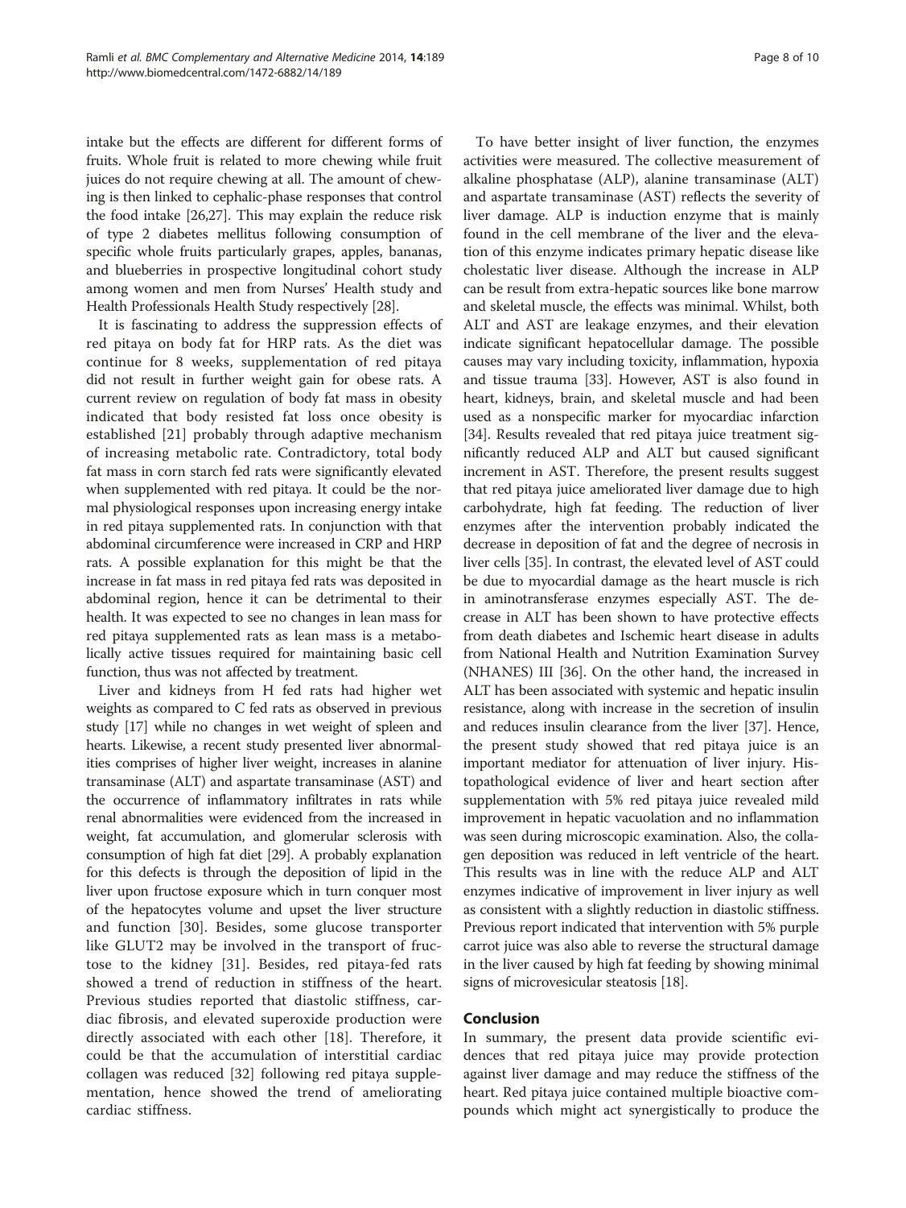intake but the effects are different for different forms of fruits. Whole fruit is related to more chewing while fruit juices do not require chewing at all. The amount of chewing is then linked to cephalic-phase responses that control the food intake [26,27]. This may explain the reduce risk of type 2 diabetes mellitus following consumption of specific whole fruits particularly grapes, apples, bananas, and blueberries in prospective longitudinal cohort study among women and men from Nurses' Health study and Health Professionals Health Study respectively [28].

It is fascinating to address the suppression effects of red pitaya on body fat for HRP rats. As the diet was continue for 8 weeks, supplementation of red pitaya did not result in further weight gain for obese rats. A current review on regulation of body fat mass in obesity indicated that body resisted fat loss once obesity is established [21] probably through adaptive mechanism of increasing metabolic rate. Contradictory, total body fat mass in corn starch fed rats were significantly elevated when supplemented with red pitaya. It could be the normal physiological responses upon increasing energy intake in red pitaya supplemented rats. In conjunction with that abdominal circumference were increased in CRP and HRP rats. A possible explanation for this might be that the increase in fat mass in red pitaya fed rats was deposited in abdominal region, hence it can be detrimental to their health. It was expected to see no changes in lean mass for red pitaya supplemented rats as lean mass is a metabolically active tissues required for maintaining basic cell function, thus was not affected by treatment.

Liver and kidneys from H fed rats had higher wet weights as compared to C fed rats as observed in previous study [17] while no changes in wet weight of spleen and hearts. Likewise, a recent study presented liver abnormalities comprises of higher liver weight, increases in alanine transaminase (ALT) and aspartate transaminase (AST) and the occurrence of inflammatory infiltrates in rats while renal abnormalities were evidenced from the increased in weight, fat accumulation, and glomerular sclerosis with consumption of high fat diet [29]. A probably explanation for this defects is through the deposition of lipid in the liver upon fructose exposure which in turn conquer most of the hepatocytes volume and upset the liver structure and function [30]. Besides, some glucose transporter like GLUT2 may be involved in the transport of fructose to the kidney [31]. Besides, red pitaya-fed rats showed a trend of reduction in stiffness of the heart. Previous studies reported that diastolic stiffness, cardiac fibrosis, and elevated superoxide production were directly associated with each other [18]. Therefore, it could be that the accumulation of interstitial cardiac collagen was reduced [32] following red pitaya supplementation, hence showed the trend of ameliorating cardiac stiffness.

To have better insight of liver function, the enzymes activities were measured. The collective measurement of alkaline phosphatase (ALP), alanine transaminase (ALT) and aspartate transaminase (AST) reflects the severity of liver damage. ALP is induction enzyme that is mainly found in the cell membrane of the liver and the elevation of this enzyme indicates primary hepatic disease like cholestatic liver disease. Although the increase in ALP can be result from extra-hepatic sources like bone marrow and skeletal muscle, the effects was minimal. Whilst, both ALT and AST are leakage enzymes, and their elevation indicate significant hepatocellular damage. The possible causes may vary including toxicity, inflammation, hypoxia and tissue trauma [33]. However, AST is also found in heart, kidneys, brain, and skeletal muscle and had been used as a nonspecific marker for myocardiac infarction [34]. Results revealed that red pitaya juice treatment significantly reduced ALP and ALT but caused significant increment in AST. Therefore, the present results suggest that red pitaya juice ameliorated liver damage due to high carbohydrate, high fat feeding. The reduction of liver enzymes after the intervention probably indicated the decrease in deposition of fat and the degree of necrosis in liver cells [35]. In contrast, the elevated level of AST could be due to myocardial damage as the heart muscle is rich in aminotransferase enzymes especially AST. The decrease in ALT has been shown to have protective effects from death diabetes and Ischemic heart disease in adults from National Health and Nutrition Examination Survey (NHANES) III [36]. On the other hand, the increased in ALT has been associated with systemic and hepatic insulin resistance, along with increase in the secretion of insulin and reduces insulin clearance from the liver [37]. Hence, the present study showed that red pitaya juice is an important mediator for attenuation of liver injury. Histopathological evidence of liver and heart section after supplementation with 5% red pitaya juice revealed mild improvement in hepatic vacuolation and no inflammation was seen during microscopic examination. Also, the collagen deposition was reduced in left ventricle of the heart. This results was in line with the reduce ALP and ALT enzymes indicative of improvement in liver injury as well as consistent with a slightly reduction in diastolic stiffness. Previous report indicated that intervention with 5% purple carrot juice was also able to reverse the structural damage in the liver caused by high fat feeding by showing minimal signs of microvesicular steatosis [18].

## Conclusion

In summary, the present data provide scientific evidences that red pitaya juice may provide protection against liver damage and may reduce the stiffness of the heart. Red pitaya juice contained multiple bioactive compounds which might act synergistically to produce the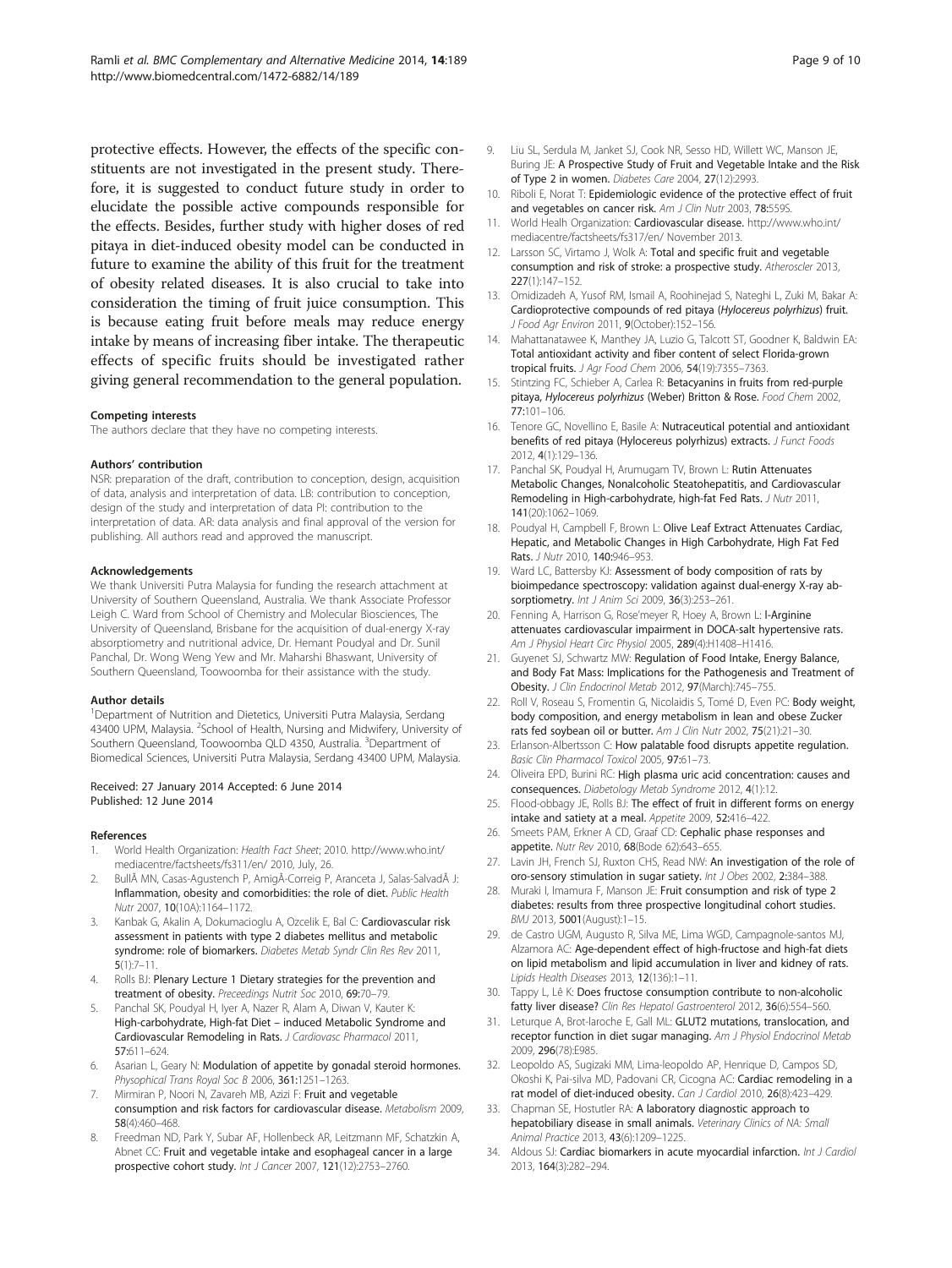protective effects. However, the effects of the specific constituents are not investigated in the present study. Therefore, it is suggested to conduct future study in order to elucidate the possible active compounds responsible for the effects. Besides, further study with higher doses of red pitaya in diet-induced obesity model can be conducted in future to examine the ability of this fruit for the treatment of obesity related diseases. It is also crucial to take into consideration the timing of fruit juice consumption. This is because eating fruit before meals may reduce energy intake by means of increasing fiber intake. The therapeutic effects of specific fruits should be investigated rather giving general recommendation to the general population.

#### Competing interests

The authors declare that they have no competing interests.

#### Authors' contribution

NSR: preparation of the draft, contribution to conception, design, acquisition of data, analysis and interpretation of data. LB: contribution to conception, design of the study and interpretation of data PI: contribution to the interpretation of data. AR: data analysis and final approval of the version for publishing. All authors read and approved the manuscript.

#### Acknowledgements

We thank Universiti Putra Malaysia for funding the research attachment at University of Southern Queensland, Australia. We thank Associate Professor Leigh C. Ward from School of Chemistry and Molecular Biosciences, The University of Queensland, Brisbane for the acquisition of dual-energy X-ray absorptiometry and nutritional advice, Dr. Hemant Poudyal and Dr. Sunil Panchal, Dr. Wong Weng Yew and Mr. Maharshi Bhaswant, University of Southern Queensland, Toowoomba for their assistance with the study.

#### Author details

[1]Department of Nutrition and Dietetics, Universiti Putra Malaysia, Serdang 43400 UPM, Malaysia. [2]School of Health, Nursing and Midwifery, University of Southern Queensland, Toowoomba QLD 4350, Australia. [3]Department of Biomedical Sciences, Universiti Putra Malaysia, Serdang 43400 UPM, Malaysia.

Received: 27 January 2014 Accepted: 6 June 2014
Published: 12 June 2014

#### References

1. World Health Organization: *Health Fact Sheet*; 2010. http://www.who.int/mediacentre/factsheets/fs311/en/ 2010, July, 26.
2. BullÃ MN, Casas-Agustench P, AmigÃ-Correig P, Aranceta J, Salas-SalvadÃ J: **Inflammation, obesity and comorbidities: the role of diet.** *Public Health Nutr* 2007, **10**(10A):1164–1172.
3. Kanbak G, Akalin A, Dokumacioglu A, Ozcelik E, Bal C: **Cardiovascular risk assessment in patients with type 2 diabetes mellitus and metabolic syndrome: role of biomarkers.** *Diabetes Metab Syndr Clin Res Rev* 2011, **5**(1):7–11.
4. Rolls BJ: **Plenary Lecture 1 Dietary strategies for the prevention and treatment of obesity.** *Preceedings Nutrit Soc* 2010, **69**:70–79.
5. Panchal SK, Poudyal H, Iyer A, Nazer R, Alam A, Diwan V, Kauter K: **High-carbohydrate, High-fat Diet – induced Metabolic Syndrome and Cardiovascular Remodeling in Rats.** *J Cardiovasc Pharmacol* 2011, **57**:611–624.
6. Asarian L, Geary N: **Modulation of appetite by gonadal steroid hormones.** *Physophical Trans Royal Soc B* 2006, **361**:1251–1263.
7. Mirmiran P, Noori N, Zavareh MB, Azizi F: **Fruit and vegetable consumption and risk factors for cardiovascular disease.** *Metabolism* 2009, **58**(4):460–468.
8. Freedman ND, Park Y, Subar AF, Hollenbeck AR, Leitzmann MF, Schatzkin A, Abnet CC: **Fruit and vegetable intake and esophageal cancer in a large prospective cohort study.** *Int J Cancer* 2007, **121**(12):2753–2760.
9. Liu SL, Serdula M, Janket SJ, Cook NR, Sesso HD, Willett WC, Manson JE, Buring JE: **A Prospective Study of Fruit and Vegetable Intake and the Risk of Type 2 in women.** *Diabetes Care* 2004, **27**(12):2993.
10. Riboli E, Norat T: **Epidemiologic evidence of the protective effect of fruit and vegetables on cancer risk.** *Am J Clin Nutr* 2003, **78**:559S.
11. World Healh Organization: **Cardiovascular disease.** http://www.who.int/mediacentre/factsheets/fs317/en/ November 2013.
12. Larsson SC, Virtamo J, Wolk A: **Total and specific fruit and vegetable consumption and risk of stroke: a prospective study.** *Atheroscler* 2013, **227**(1):147–152.
13. Omidizadeh A, Yusof RM, Ismail A, Roohinejad S, Nateghi L, Zuki M, Bakar A: **Cardioprotective compounds of red pitaya (*Hylocereus polyrhizus*) fruit.** *J Food Agr Environ* 2011, **9**(October):152–156.
14. Mahattanatawee K, Manthey JA, Luzio G, Talcott ST, Goodner K, Baldwin EA: **Total antioxidant activity and fiber content of select Florida-grown tropical fruits.** *J Agr Food Chem* 2006, **54**(19):7355–7363.
15. Stintzing FC, Schieber A, Carlea R: **Betacyanins in fruits from red-purple pitaya, *Hylocereus polyrhizus* (Weber) Britton & Rose.** *Food Chem* 2002, **77**:101–106.
16. Tenore GC, Novellino E, Basile A: **Nutraceutical potential and antioxidant benefits of red pitaya (Hylocereus polyrhizus) extracts.** *J Funct Foods* 2012, **4**(1):129–136.
17. Panchal SK, Poudyal H, Arumugam TV, Brown L: **Rutin Attenuates Metabolic Changes, Nonalcoholic Steatohepatitis, and Cardiovascular Remodeling in High-carbohydrate, high-fat Fed Rats.** *J Nutr* 2011, **141**(20):1062–1069.
18. Poudyal H, Campbell F, Brown L: **Olive Leaf Extract Attenuates Cardiac, Hepatic, and Metabolic Changes in High Carbohydrate, High Fat Fed Rats.** *J Nutr* 2010, **140**:946–953.
19. Ward LC, Battersby KJ: **Assessment of body composition of rats by bioimpedance spectroscopy: validation against dual-energy X-ray absorptiometry.** *Int J Anim Sci* 2009, **36**(3):253–261.
20. Fenning A, Harrison G, Rose'meyer R, Hoey A, Brown L: **l-Arginine attenuates cardiovascular impairment in DOCA-salt hypertensive rats.** *Am J Physiol Heart Circ Physiol* 2005, **289**(4):H1408–H1416.
21. Guyenet SJ, Schwartz MW: **Regulation of Food Intake, Energy Balance, and Body Fat Mass: Implications for the Pathogenesis and Treatment of Obesity.** *J Clin Endocrinol Metab* 2012, **97**(March):745–755.
22. Roll V, Roseau S, Fromentin G, Nicolaidis S, Tomé D, Even PC: **Body weight, body composition, and energy metabolism in lean and obese Zucker rats fed soybean oil or butter.** *Am J Clin Nutr* 2002, **75**(21):21–30.
23. Erlanson-Albertsson C: **How palatable food disrupts appetite regulation.** *Basic Clin Pharmacol Toxicol* 2005, **97**:61–73.
24. Oliveira EPD, Burini RC: **High plasma uric acid concentration: causes and consequences.** *Diabetology Metab Syndrome* 2012, **4**(1):12.
25. Flood-obbagy JE, Rolls BJ: **The effect of fruit in different forms on energy intake and satiety at a meal.** *Appetite* 2009, **52**:416–422.
26. Smeets PAM, Erkner A CD, Graaf CD: **Cephalic phase responses and appetite.** *Nutr Rev* 2010, **68**(Bode 62):643–655.
27. Lavin JH, French SJ, Ruxton CHS, Read NW: **An investigation of the role of oro-sensory stimulation in sugar satiety.** *Int J Obes* 2002, **2**:384–388.
28. Muraki I, Imamura F, Manson JE: **Fruit consumption and risk of type 2 diabetes: results from three prospective longitudinal cohort studies.** *BMJ* 2013, **5001**(August):1–15.
29. de Castro UGM, Augusto R, Silva ME, Lima WGD, Campagnole-santos MJ, Alzamora AC: **Age-dependent effect of high-fructose and high-fat diets on lipid metabolism and lipid accumulation in liver and kidney of rats.** *Lipids Health Diseases* 2013, **12**(136):1–11.
30. Tappy L, Lê K: **Does fructose consumption contribute to non-alcoholic fatty liver disease?** *Clin Res Hepatol Gastroenterol* 2012, **36**(6):554–560.
31. Leturque A, Brot-laroche E, Gall ML: **GLUT2 mutations, translocation, and receptor function in diet sugar managing.** *Am J Physiol Endocrinol Metab* 2009, **296**(78):E985.
32. Leopoldo AS, Sugizaki MM, Lima-leopoldo AP, Henrique D, Campos SD, Okoshi K, Pai-silva MD, Padovani CR, Cicogna AC: **Cardiac remodeling in a rat model of diet-induced obesity.** *Can J Cardiol* 2010, **26**(8):423–429.
33. Chapman SE, Hostutler RA: **A laboratory diagnostic approach to hepatobiliary disease in small animals.** *Veterinary Clinics of NA: Small Animal Practice* 2013, **43**(6):1209–1225.
34. Aldous SJ: **Cardiac biomarkers in acute myocardial infarction.** *Int J Cardiol* 2013, **164**(3):282–294.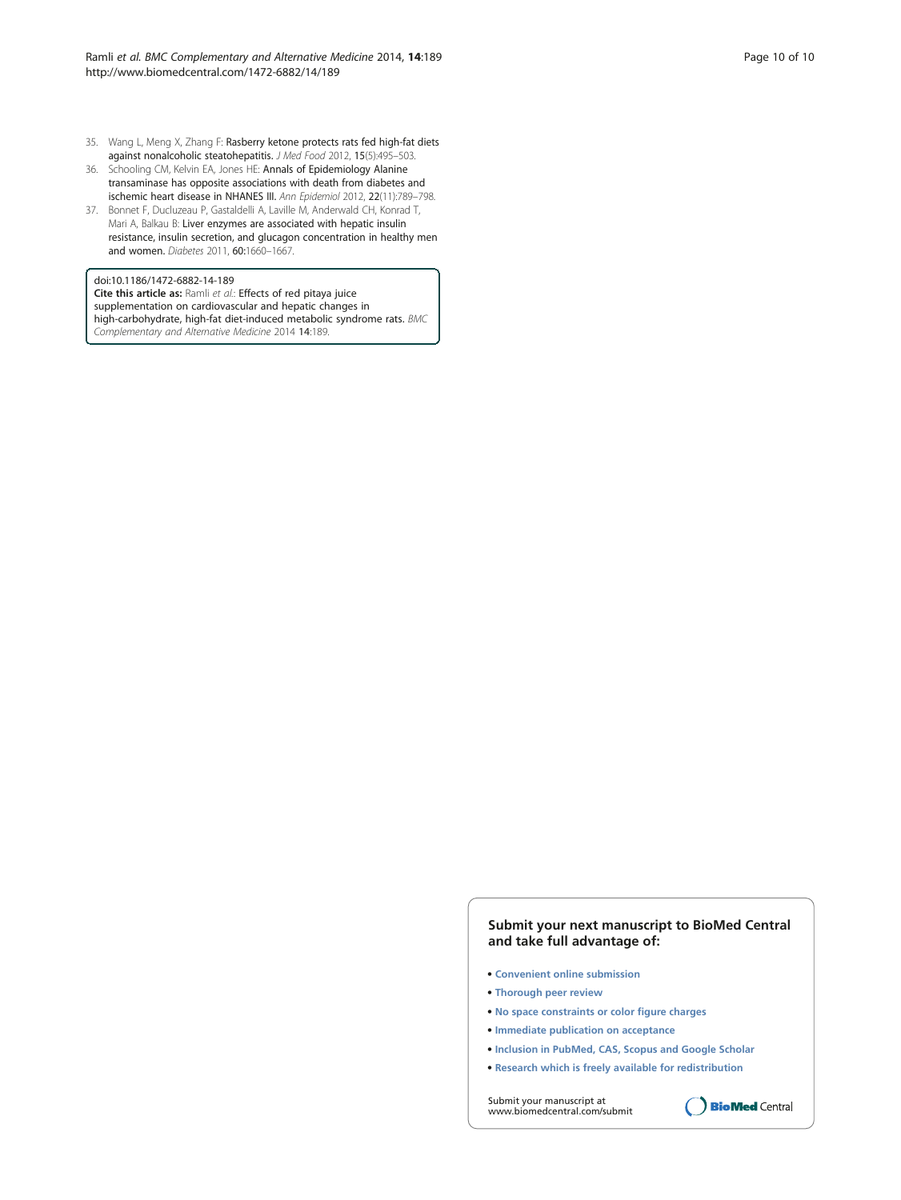35. Wang L, Meng X, Zhang F: **Rasberry ketone protects rats fed high-fat diets against nonalcoholic steatohepatitis.** *J Med Food* 2012, **15**(5):495–503.
36. Schooling CM, Kelvin EA, Jones HE: **Annals of Epidemiology Alanine transaminase has opposite associations with death from diabetes and ischemic heart disease in NHANES III.** *Ann Epidemiol* 2012, **22**(11):789–798.
37. Bonnet F, Ducluzeau P, Gastaldelli A, Laville M, Anderwald CH, Konrad T, Mari A, Balkau B: **Liver enzymes are associated with hepatic insulin resistance, insulin secretion, and glucagon concentration in healthy men and women.** *Diabetes* 2011, **60**:1660–1667.

doi:10.1186/1472-6882-14-189

**Cite this article as:** Ramli *et al.*: Effects of red pitaya juice supplementation on cardiovascular and hepatic changes in high-carbohydrate, high-fat diet-induced metabolic syndrome rats. *BMC Complementary and Alternative Medicine* 2014 **14**:189.

**Submit your next manuscript to BioMed Central and take full advantage of:**

- **Convenient online submission**
- **Thorough peer review**
- **No space constraints or color figure charges**
- **Immediate publication on acceptance**
- **Inclusion in PubMed, CAS, Scopus and Google Scholar**
- **Research which is freely available for redistribution**

Submit your manuscript at
www.biomedcentral.com/submit

BioMed Central